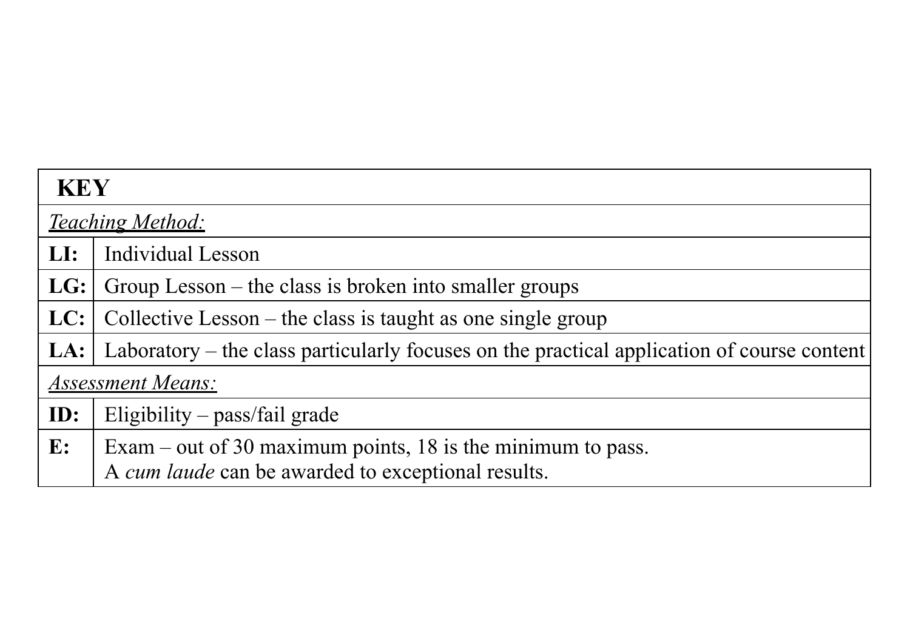| **KEY** | |
|---|---|
| *Teaching Method:* | |
| **LI:** | Individual Lesson |
| **LG:** | Group Lesson – the class is broken into smaller groups |
| **LC:** | Collective Lesson – the class is taught as one single group |
| **LA:** | Laboratory – the class particularly focuses on the practical application of course content |
| *Assessment Means:* | |
| **ID:** | Eligibility – pass/fail grade |
| **E:** | Exam – out of 30 maximum points, 18 is the minimum to pass.<br>A *cum laude* can be awarded to exceptional results. |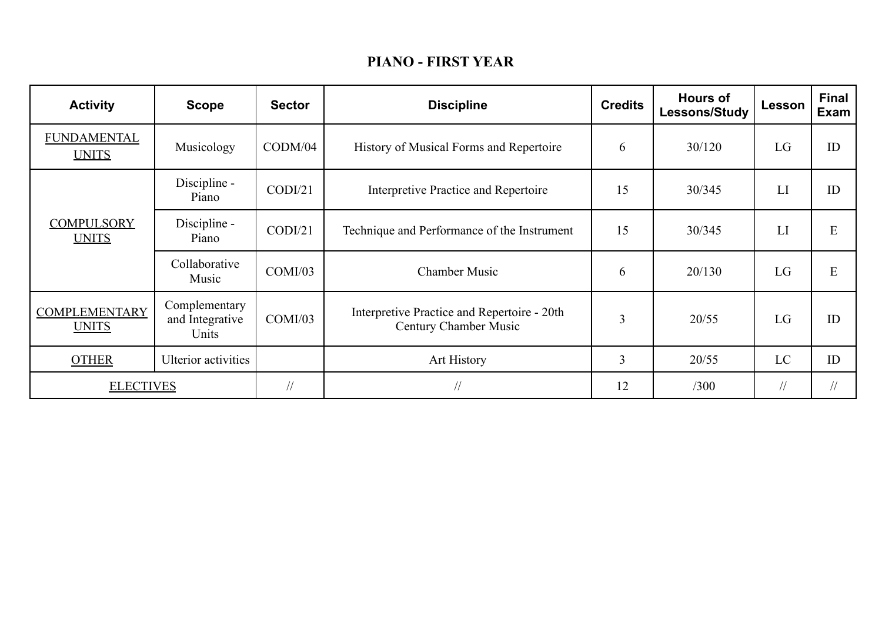## PIANO - FIRST YEAR

| Activity | Scope | Sector | Discipline | Credits | Hours of Lessons/Study | Lesson | Final Exam |
|---|---|---|---|---|---|---|---|
| FUNDAMENTAL UNITS | Musicology | CODM/04 | History of Musical Forms and Repertoire | 6 | 30/120 | LG | ID |
| COMPULSORY UNITS | Discipline - Piano | CODI/21 | Interpretive Practice and Repertoire | 15 | 30/345 | LI | ID |
| | Discipline - Piano | CODI/21 | Technique and Performance of the Instrument | 15 | 30/345 | LI | E |
| | Collaborative Music | COMI/03 | Chamber Music | 6 | 20/130 | LG | E |
| COMPLEMENTARY UNITS | Complementary and Integrative Units | COMI/03 | Interpretive Practice and Repertoire - 20th Century Chamber Music | 3 | 20/55 | LG | ID |
| OTHER | Ulterior activities | | Art History | 3 | 20/55 | LC | ID |
| ELECTIVES | | // | // | 12 | /300 | // | // |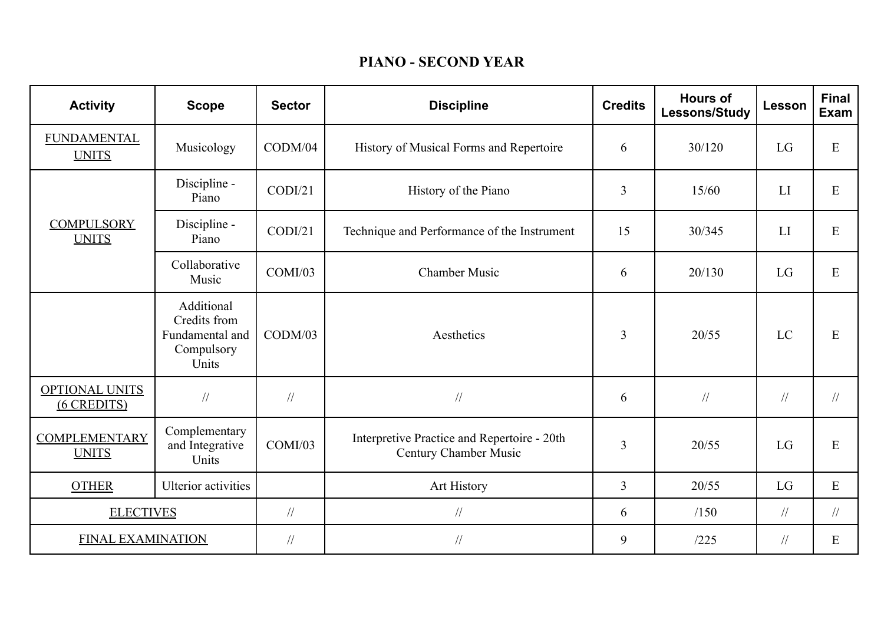# PIANO - SECOND YEAR

| Activity | Scope | Sector | Discipline | Credits | Hours of Lessons/Study | Lesson | Final Exam |
|---|---|---|---|---|---|---|---|
| FUNDAMENTAL UNITS | Musicology | CODM/04 | History of Musical Forms and Repertoire | 6 | 30/120 | LG | E |
| COMPULSORY UNITS | Discipline - Piano | CODI/21 | History of the Piano | 3 | 15/60 | LI | E |
| | Discipline - Piano | CODI/21 | Technique and Performance of the Instrument | 15 | 30/345 | LI | E |
| | Collaborative Music | COMI/03 | Chamber Music | 6 | 20/130 | LG | E |
| | Additional Credits from Fundamental and Compulsory Units | CODM/03 | Aesthetics | 3 | 20/55 | LC | E |
| OPTIONAL UNITS (6 CREDITS) | // | // | // | 6 | // | // | // |
| COMPLEMENTARY UNITS | Complementary and Integrative Units | COMI/03 | Interpretive Practice and Repertoire - 20th Century Chamber Music | 3 | 20/55 | LG | E |
| OTHER | Ulterior activities | | Art History | 3 | 20/55 | LG | E |
| ELECTIVES | | // | // | 6 | /150 | // | // |
| FINAL EXAMINATION | | // | // | 9 | /225 | // | E |